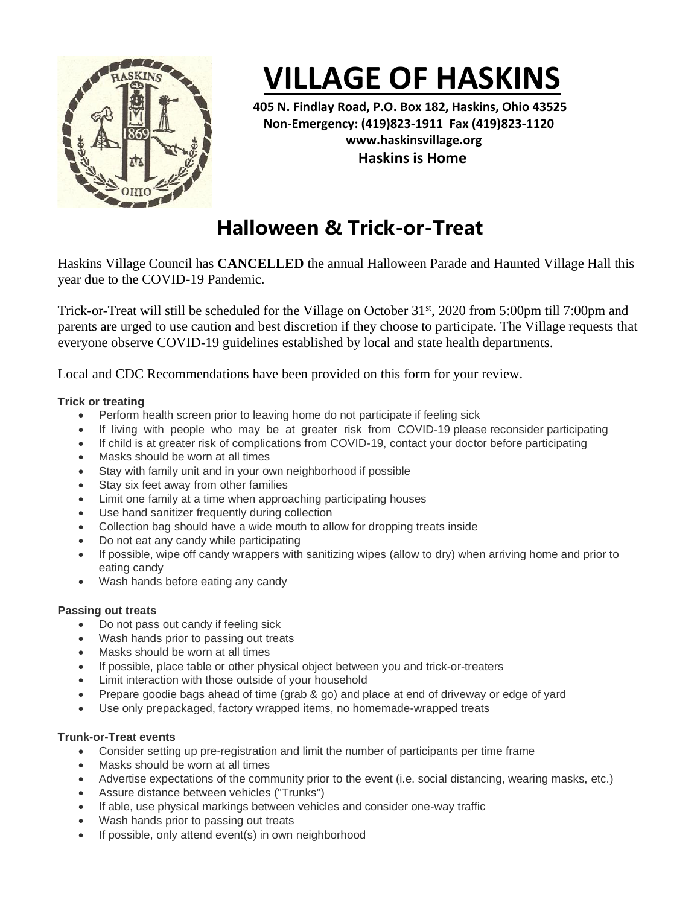# VILLAGE OF HASKINS

**405 N. Findlay Road, P.O. Box 182, Haskins, Ohio 43525**
**Non-Emergency: (419)823-1911 Fax (419)823-1120**
**www.haskinsvillage.org**
**Haskins is Home**

## Halloween & Trick-or-Treat

Haskins Village Council has **CANCELLED** the annual Halloween Parade and Haunted Village Hall this year due to the COVID-19 Pandemic.

Trick-or-Treat will still be scheduled for the Village on October 31st, 2020 from 5:00pm till 7:00pm and parents are urged to use caution and best discretion if they choose to participate. The Village requests that everyone observe COVID-19 guidelines established by local and state health departments.

Local and CDC Recommendations have been provided on this form for your review.

**Trick or treating**

- Perform health screen prior to leaving home do not participate if feeling sick
- If living with people who may be at greater risk from COVID-19 please reconsider participating
- If child is at greater risk of complications from COVID-19, contact your doctor before participating
- Masks should be worn at all times
- Stay with family unit and in your own neighborhood if possible
- Stay six feet away from other families
- Limit one family at a time when approaching participating houses
- Use hand sanitizer frequently during collection
- Collection bag should have a wide mouth to allow for dropping treats inside
- Do not eat any candy while participating
- If possible, wipe off candy wrappers with sanitizing wipes (allow to dry) when arriving home and prior to eating candy
- Wash hands before eating any candy

**Passing out treats**

- Do not pass out candy if feeling sick
- Wash hands prior to passing out treats
- Masks should be worn at all times
- If possible, place table or other physical object between you and trick-or-treaters
- Limit interaction with those outside of your household
- Prepare goodie bags ahead of time (grab & go) and place at end of driveway or edge of yard
- Use only prepackaged, factory wrapped items, no homemade-wrapped treats

**Trunk-or-Treat events**

- Consider setting up pre-registration and limit the number of participants per time frame
- Masks should be worn at all times
- Advertise expectations of the community prior to the event (i.e. social distancing, wearing masks, etc.)
- Assure distance between vehicles ("Trunks")
- If able, use physical markings between vehicles and consider one-way traffic
- Wash hands prior to passing out treats
- If possible, only attend event(s) in own neighborhood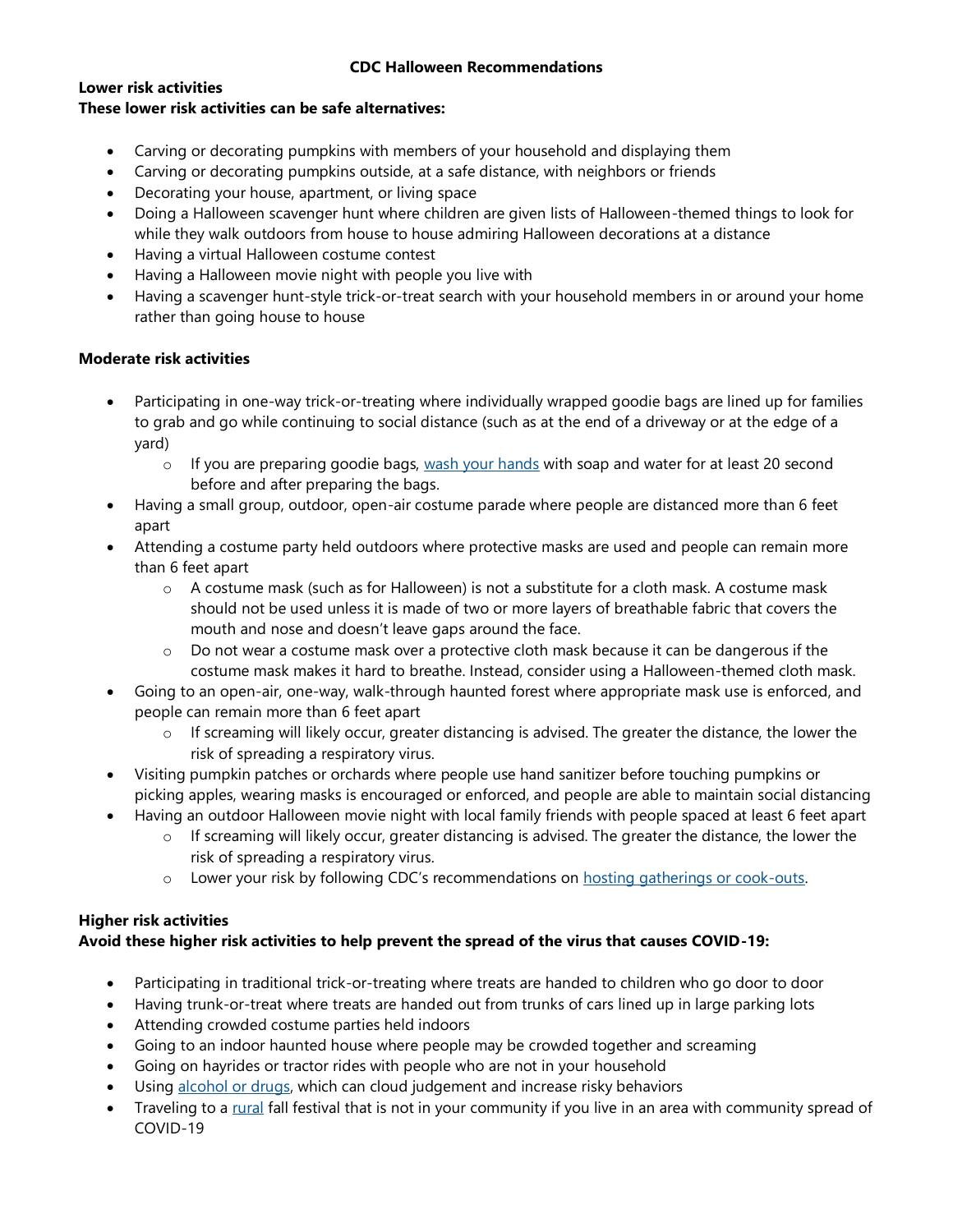# CDC Halloween Recommendations

**Lower risk activities**

**These lower risk activities can be safe alternatives:**

- Carving or decorating pumpkins with members of your household and displaying them
- Carving or decorating pumpkins outside, at a safe distance, with neighbors or friends
- Decorating your house, apartment, or living space
- Doing a Halloween scavenger hunt where children are given lists of Halloween-themed things to look for while they walk outdoors from house to house admiring Halloween decorations at a distance
- Having a virtual Halloween costume contest
- Having a Halloween movie night with people you live with
- Having a scavenger hunt-style trick-or-treat search with your household members in or around your home rather than going house to house

**Moderate risk activities**

- Participating in one-way trick-or-treating where individually wrapped goodie bags are lined up for families to grab and go while continuing to social distance (such as at the end of a driveway or at the edge of a yard)
  - If you are preparing goodie bags, wash your hands with soap and water for at least 20 second before and after preparing the bags.
- Having a small group, outdoor, open-air costume parade where people are distanced more than 6 feet apart
- Attending a costume party held outdoors where protective masks are used and people can remain more than 6 feet apart
  - A costume mask (such as for Halloween) is not a substitute for a cloth mask. A costume mask should not be used unless it is made of two or more layers of breathable fabric that covers the mouth and nose and doesn't leave gaps around the face.
  - Do not wear a costume mask over a protective cloth mask because it can be dangerous if the costume mask makes it hard to breathe. Instead, consider using a Halloween-themed cloth mask.
- Going to an open-air, one-way, walk-through haunted forest where appropriate mask use is enforced, and people can remain more than 6 feet apart
  - If screaming will likely occur, greater distancing is advised. The greater the distance, the lower the risk of spreading a respiratory virus.
- Visiting pumpkin patches or orchards where people use hand sanitizer before touching pumpkins or picking apples, wearing masks is encouraged or enforced, and people are able to maintain social distancing
- Having an outdoor Halloween movie night with local family friends with people spaced at least 6 feet apart
  - If screaming will likely occur, greater distancing is advised. The greater the distance, the lower the risk of spreading a respiratory virus.
  - Lower your risk by following CDC's recommendations on hosting gatherings or cook-outs.

**Higher risk activities**

**Avoid these higher risk activities to help prevent the spread of the virus that causes COVID-19:**

- Participating in traditional trick-or-treating where treats are handed to children who go door to door
- Having trunk-or-treat where treats are handed out from trunks of cars lined up in large parking lots
- Attending crowded costume parties held indoors
- Going to an indoor haunted house where people may be crowded together and screaming
- Going on hayrides or tractor rides with people who are not in your household
- Using alcohol or drugs, which can cloud judgement and increase risky behaviors
- Traveling to a rural fall festival that is not in your community if you live in an area with community spread of COVID-19